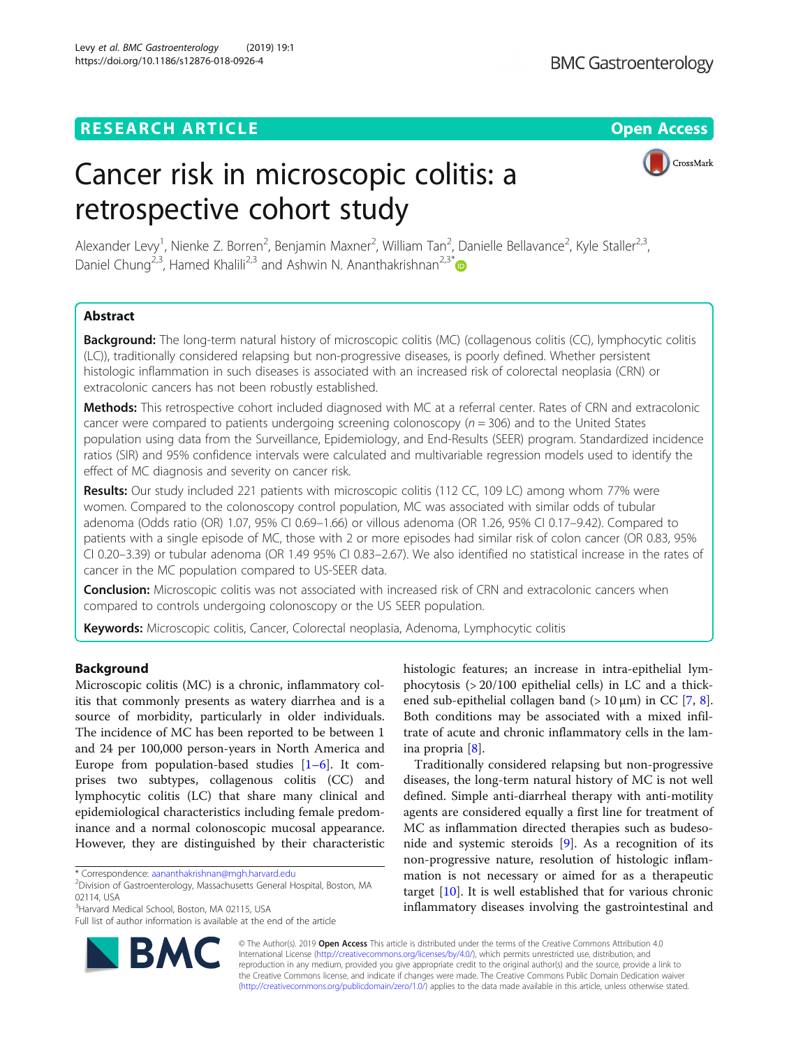RESEARCH ARTICLE

Open Access

# Cancer risk in microscopic colitis: a retrospective cohort study

Alexander Levy[1], Nienke Z. Borren[2], Benjamin Maxner[2], William Tan[2], Danielle Bellavance[2], Kyle Staller[2,3], Daniel Chung[2,3], Hamed Khalili[2,3] and Ashwin N. Ananthakrishnan[2,3*]

## Abstract

**Background:** The long-term natural history of microscopic colitis (MC) (collagenous colitis (CC), lymphocytic colitis (LC)), traditionally considered relapsing but non-progressive diseases, is poorly defined. Whether persistent histologic inflammation in such diseases is associated with an increased risk of colorectal neoplasia (CRN) or extracolonic cancers has not been robustly established.

**Methods:** This retrospective cohort included diagnosed with MC at a referral center. Rates of CRN and extracolonic cancer were compared to patients undergoing screening colonoscopy ($n = 306$) and to the United States population using data from the Surveillance, Epidemiology, and End-Results (SEER) program. Standardized incidence ratios (SIR) and 95% confidence intervals were calculated and multivariable regression models used to identify the effect of MC diagnosis and severity on cancer risk.

**Results:** Our study included 221 patients with microscopic colitis (112 CC, 109 LC) among whom 77% were women. Compared to the colonoscopy control population, MC was associated with similar odds of tubular adenoma (Odds ratio (OR) 1.07, 95% CI 0.69–1.66) or villous adenoma (OR 1.26, 95% CI 0.17–9.42). Compared to patients with a single episode of MC, those with 2 or more episodes had similar risk of colon cancer (OR 0.83, 95% CI 0.20–3.39) or tubular adenoma (OR 1.49 95% CI 0.83–2.67). We also identified no statistical increase in the rates of cancer in the MC population compared to US-SEER data.

**Conclusion:** Microscopic colitis was not associated with increased risk of CRN and extracolonic cancers when compared to controls undergoing colonoscopy or the US SEER population.

**Keywords:** Microscopic colitis, Cancer, Colorectal neoplasia, Adenoma, Lymphocytic colitis

## Background

Microscopic colitis (MC) is a chronic, inflammatory colitis that commonly presents as watery diarrhea and is a source of morbidity, particularly in older individuals. The incidence of MC has been reported to be between 1 and 24 per 100,000 person-years in North America and Europe from population-based studies [1–6]. It comprises two subtypes, collagenous colitis (CC) and lymphocytic colitis (LC) that share many clinical and epidemiological characteristics including female predominance and a normal colonoscopic mucosal appearance. However, they are distinguished by their characteristic histologic features; an increase in intra-epithelial lymphocytosis (> 20/100 epithelial cells) in LC and a thickened sub-epithelial collagen band (> 10 μm) in CC [7, 8]. Both conditions may be associated with a mixed infiltrate of acute and chronic inflammatory cells in the lamina propria [8].

Traditionally considered relapsing but non-progressive diseases, the long-term natural history of MC is not well defined. Simple anti-diarrheal therapy with anti-motility agents are considered equally a first line for treatment of MC as inflammation directed therapies such as budesonide and systemic steroids [9]. As a recognition of its non-progressive nature, resolution of histologic inflammation is not necessary or aimed for as a therapeutic target [10]. It is well established that for various chronic inflammatory diseases involving the gastrointestinal and

* Correspondence: aananthakrishnan@mgh.harvard.edu
[2]Division of Gastroenterology, Massachusetts General Hospital, Boston, MA 02114, USA
[3]Harvard Medical School, Boston, MA 02115, USA
Full list of author information is available at the end of the article

© The Author(s). 2019 **Open Access** This article is distributed under the terms of the Creative Commons Attribution 4.0 International License (http://creativecommons.org/licenses/by/4.0/), which permits unrestricted use, distribution, and reproduction in any medium, provided you give appropriate credit to the original author(s) and the source, provide a link to the Creative Commons license, and indicate if changes were made. The Creative Commons Public Domain Dedication waiver (http://creativecommons.org/publicdomain/zero/1.0/) applies to the data made available in this article, unless otherwise stated.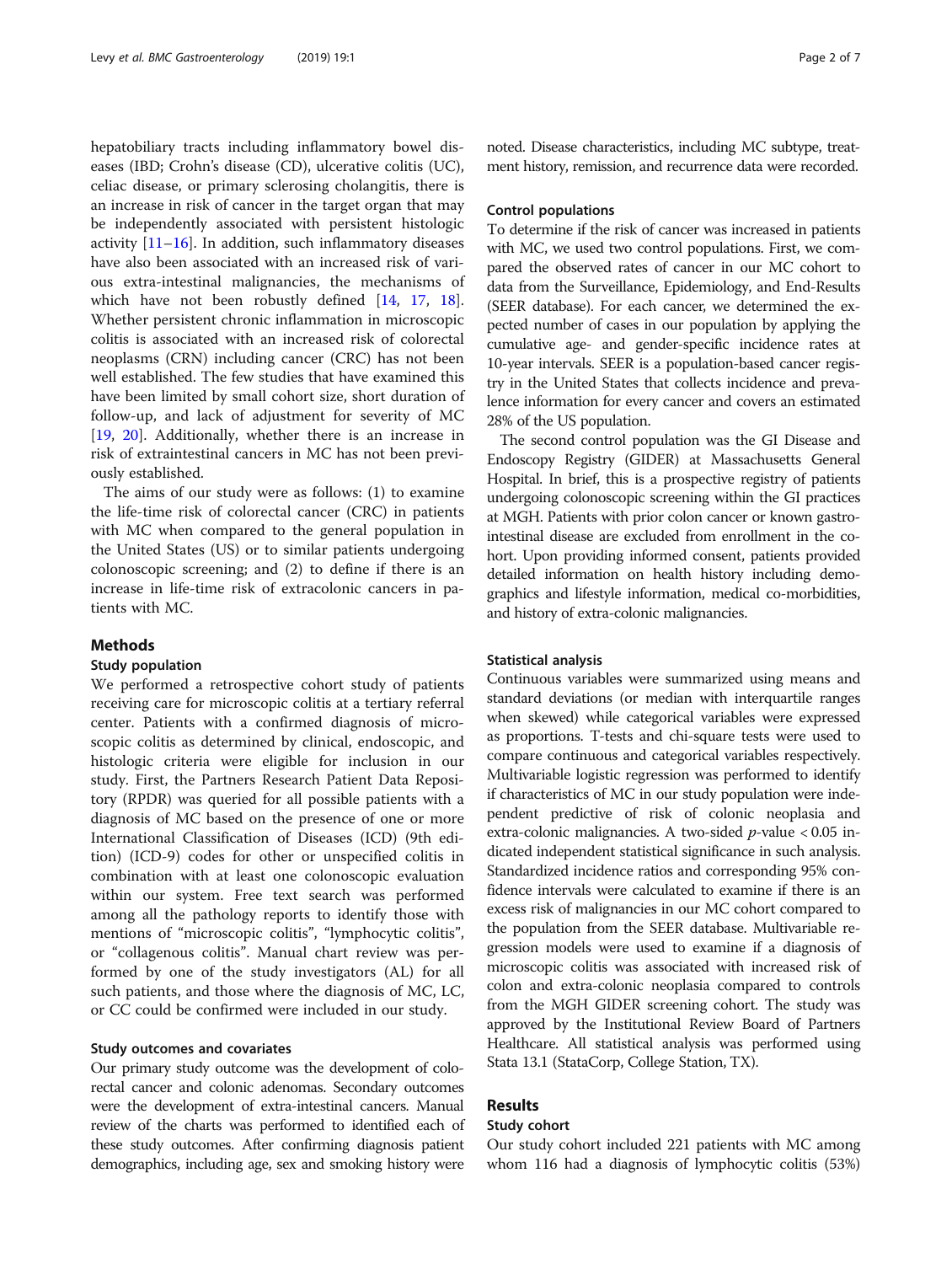hepatobiliary tracts including inflammatory bowel diseases (IBD; Crohn's disease (CD), ulcerative colitis (UC), celiac disease, or primary sclerosing cholangitis, there is an increase in risk of cancer in the target organ that may be independently associated with persistent histologic activity [11–16]. In addition, such inflammatory diseases have also been associated with an increased risk of various extra-intestinal malignancies, the mechanisms of which have not been robustly defined [14, 17, 18]. Whether persistent chronic inflammation in microscopic colitis is associated with an increased risk of colorectal neoplasms (CRN) including cancer (CRC) has not been well established. The few studies that have examined this have been limited by small cohort size, short duration of follow-up, and lack of adjustment for severity of MC [19, 20]. Additionally, whether there is an increase in risk of extraintestinal cancers in MC has not been previously established.

The aims of our study were as follows: (1) to examine the life-time risk of colorectal cancer (CRC) in patients with MC when compared to the general population in the United States (US) or to similar patients undergoing colonoscopic screening; and (2) to define if there is an increase in life-time risk of extracolonic cancers in patients with MC.

## Methods

### Study population

We performed a retrospective cohort study of patients receiving care for microscopic colitis at a tertiary referral center. Patients with a confirmed diagnosis of microscopic colitis as determined by clinical, endoscopic, and histologic criteria were eligible for inclusion in our study. First, the Partners Research Patient Data Repository (RPDR) was queried for all possible patients with a diagnosis of MC based on the presence of one or more International Classification of Diseases (ICD) (9th edition) (ICD-9) codes for other or unspecified colitis in combination with at least one colonoscopic evaluation within our system. Free text search was performed among all the pathology reports to identify those with mentions of "microscopic colitis", "lymphocytic colitis", or "collagenous colitis". Manual chart review was performed by one of the study investigators (AL) for all such patients, and those where the diagnosis of MC, LC, or CC could be confirmed were included in our study.

### Study outcomes and covariates

Our primary study outcome was the development of colorectal cancer and colonic adenomas. Secondary outcomes were the development of extra-intestinal cancers. Manual review of the charts was performed to identified each of these study outcomes. After confirming diagnosis patient demographics, including age, sex and smoking history were noted. Disease characteristics, including MC subtype, treatment history, remission, and recurrence data were recorded.

### Control populations

To determine if the risk of cancer was increased in patients with MC, we used two control populations. First, we compared the observed rates of cancer in our MC cohort to data from the Surveillance, Epidemiology, and End-Results (SEER database). For each cancer, we determined the expected number of cases in our population by applying the cumulative age- and gender-specific incidence rates at 10-year intervals. SEER is a population-based cancer registry in the United States that collects incidence and prevalence information for every cancer and covers an estimated 28% of the US population.

The second control population was the GI Disease and Endoscopy Registry (GIDER) at Massachusetts General Hospital. In brief, this is a prospective registry of patients undergoing colonoscopic screening within the GI practices at MGH. Patients with prior colon cancer or known gastrointestinal disease are excluded from enrollment in the cohort. Upon providing informed consent, patients provided detailed information on health history including demographics and lifestyle information, medical co-morbidities, and history of extra-colonic malignancies.

### Statistical analysis

Continuous variables were summarized using means and standard deviations (or median with interquartile ranges when skewed) while categorical variables were expressed as proportions. T-tests and chi-square tests were used to compare continuous and categorical variables respectively. Multivariable logistic regression was performed to identify if characteristics of MC in our study population were independent predictive of risk of colonic neoplasia and extra-colonic malignancies. A two-sided $p$-value $< 0.05$ indicated independent statistical significance in such analysis. Standardized incidence ratios and corresponding 95% confidence intervals were calculated to examine if there is an excess risk of malignancies in our MC cohort compared to the population from the SEER database. Multivariable regression models were used to examine if a diagnosis of microscopic colitis was associated with increased risk of colon and extra-colonic neoplasia compared to controls from the MGH GIDER screening cohort. The study was approved by the Institutional Review Board of Partners Healthcare. All statistical analysis was performed using Stata 13.1 (StataCorp, College Station, TX).

## Results

### Study cohort

Our study cohort included 221 patients with MC among whom 116 had a diagnosis of lymphocytic colitis (53%)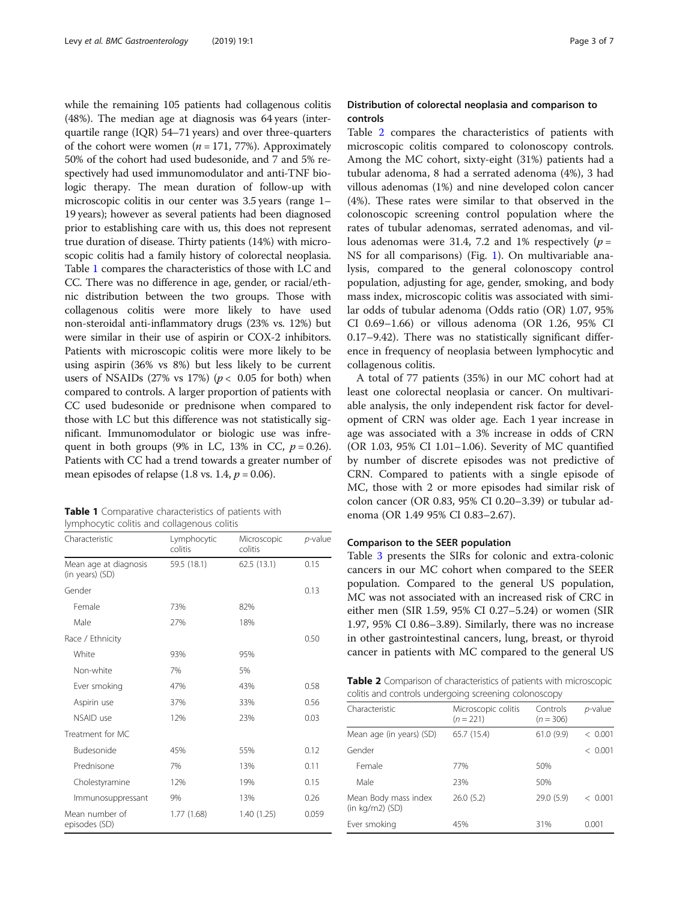while the remaining 105 patients had collagenous colitis (48%). The median age at diagnosis was 64 years (interquartile range (IQR) 54–71 years) and over three-quarters of the cohort were women ($n = 171$, 77%). Approximately 50% of the cohort had used budesonide, and 7 and 5% respectively had used immunomodulator and anti-TNF biologic therapy. The mean duration of follow-up with microscopic colitis in our center was 3.5 years (range 1–19 years); however as several patients had been diagnosed prior to establishing care with us, this does not represent true duration of disease. Thirty patients (14%) with microscopic colitis had a family history of colorectal neoplasia. Table 1 compares the characteristics of those with LC and CC. There was no difference in age, gender, or racial/ethnic distribution between the two groups. Those with collagenous colitis were more likely to have used non-steroidal anti-inflammatory drugs (23% vs. 12%) but were similar in their use of aspirin or COX-2 inhibitors. Patients with microscopic colitis were more likely to be using aspirin (36% vs 8%) but less likely to be current users of NSAIDs (27% vs 17%) ($p < 0.05$ for both) when compared to controls. A larger proportion of patients with CC used budesonide or prednisone when compared to those with LC but this difference was not statistically significant. Immunomodulator or biologic use was infrequent in both groups (9% in LC, 13% in CC, $p = 0.26$). Patients with CC had a trend towards a greater number of mean episodes of relapse (1.8 vs. 1.4, $p = 0.06$).

**Table 1** Comparative characteristics of patients with lymphocytic colitis and collagenous colitis

| Characteristic | Lymphocytic colitis | Microscopic colitis | *p*-value |
|---|---|---|---|
| Mean age at diagnosis (in years) (SD) | 59.5 (18.1) | 62.5 (13.1) | 0.15 |
| Gender | | | 0.13 |
| Female | 73% | 82% | |
| Male | 27% | 18% | |
| Race / Ethnicity | | | 0.50 |
| White | 93% | 95% | |
| Non-white | 7% | 5% | |
| Ever smoking | 47% | 43% | 0.58 |
| Aspirin use | 37% | 33% | 0.56 |
| NSAID use | 12% | 23% | 0.03 |
| Treatment for MC | | | |
| Budesonide | 45% | 55% | 0.12 |
| Prednisone | 7% | 13% | 0.11 |
| Cholestyramine | 12% | 19% | 0.15 |
| Immunosuppressant | 9% | 13% | 0.26 |
| Mean number of episodes (SD) | 1.77 (1.68) | 1.40 (1.25) | 0.059 |

## Distribution of colorectal neoplasia and comparison to controls

Table 2 compares the characteristics of patients with microscopic colitis compared to colonoscopy controls. Among the MC cohort, sixty-eight (31%) patients had a tubular adenoma, 8 had a serrated adenoma (4%), 3 had villous adenomas (1%) and nine developed colon cancer (4%). These rates were similar to that observed in the colonoscopic screening control population where the rates of tubular adenomas, serrated adenomas, and villous adenomas were 31.4, 7.2 and 1% respectively ($p$ = NS for all comparisons) (Fig. 1). On multivariable analysis, compared to the general colonoscopy control population, adjusting for age, gender, smoking, and body mass index, microscopic colitis was associated with similar odds of tubular adenoma (Odds ratio (OR) 1.07, 95% CI 0.69–1.66) or villous adenoma (OR 1.26, 95% CI 0.17–9.42). There was no statistically significant difference in frequency of neoplasia between lymphocytic and collagenous colitis.

A total of 77 patients (35%) in our MC cohort had at least one colorectal neoplasia or cancer. On multivariable analysis, the only independent risk factor for development of CRN was older age. Each 1 year increase in age was associated with a 3% increase in odds of CRN (OR 1.03, 95% CI 1.01–1.06). Severity of MC quantified by number of discrete episodes was not predictive of CRN. Compared to patients with a single episode of MC, those with 2 or more episodes had similar risk of colon cancer (OR 0.83, 95% CI 0.20–3.39) or tubular adenoma (OR 1.49 95% CI 0.83–2.67).

## Comparison to the SEER population

Table 3 presents the SIRs for colonic and extra-colonic cancers in our MC cohort when compared to the SEER population. Compared to the general US population, MC was not associated with an increased risk of CRC in either men (SIR 1.59, 95% CI 0.27–5.24) or women (SIR 1.97, 95% CI 0.86–3.89). Similarly, there was no increase in other gastrointestinal cancers, lung, breast, or thyroid cancer in patients with MC compared to the general US

**Table 2** Comparison of characteristics of patients with microscopic colitis and controls undergoing screening colonoscopy

| Characteristic | Microscopic colitis ($n = 221$) | Controls ($n = 306$) | *p*-value |
|---|---|---|---|
| Mean age (in years) (SD) | 65.7 (15.4) | 61.0 (9.9) | < 0.001 |
| Gender | | | < 0.001 |
| Female | 77% | 50% | |
| Male | 23% | 50% | |
| Mean Body mass index (in kg/m2) (SD) | 26.0 (5.2) | 29.0 (5.9) | < 0.001 |
| Ever smoking | 45% | 31% | 0.001 |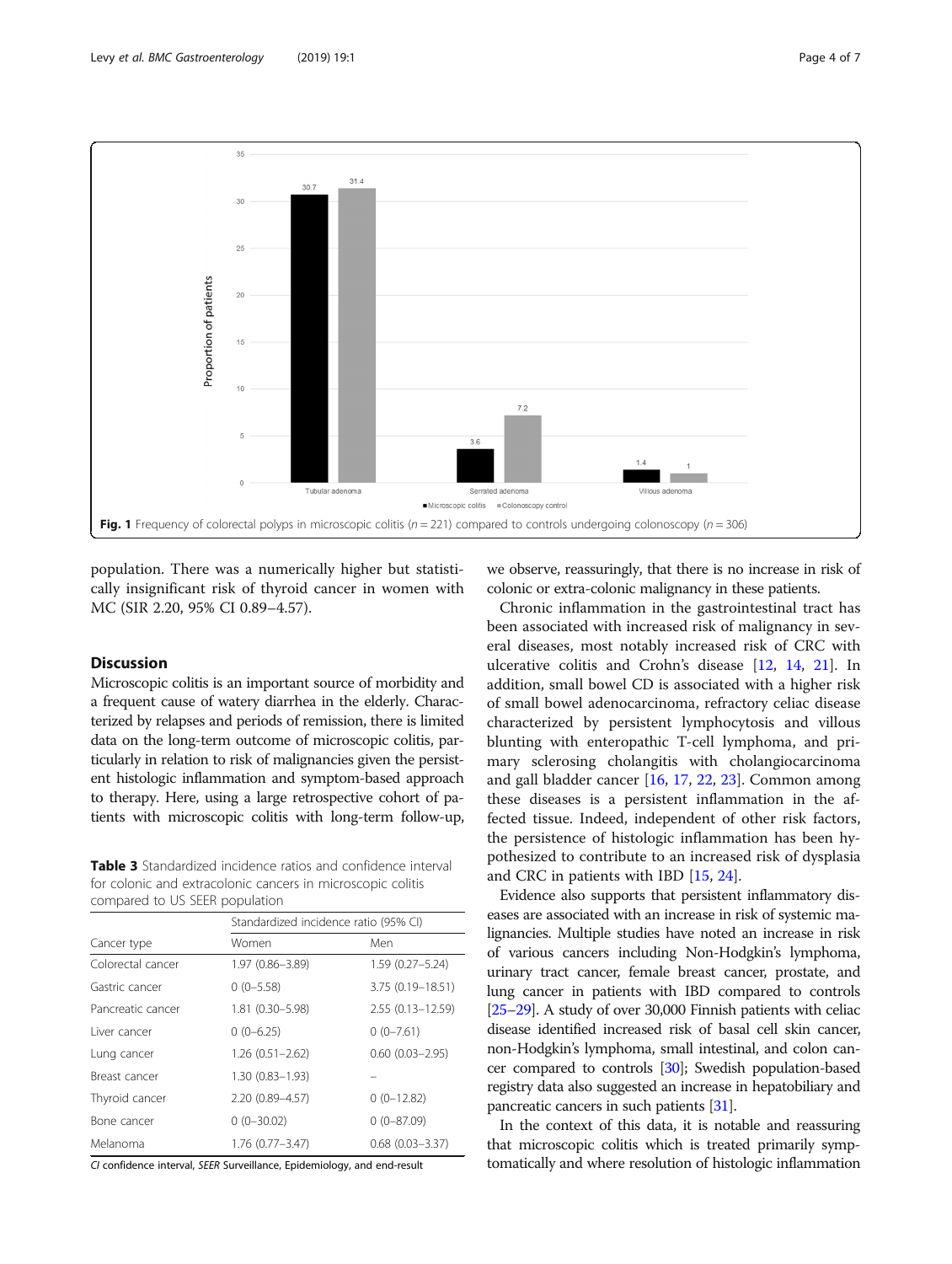Fig. 1 Frequency of colorectal polyps in microscopic colitis ($n = 221$) compared to controls undergoing colonoscopy ($n = 306$)

population. There was a numerically higher but statistically insignificant risk of thyroid cancer in women with MC (SIR 2.20, 95% CI 0.89–4.57).

## Discussion

Microscopic colitis is an important source of morbidity and a frequent cause of watery diarrhea in the elderly. Characterized by relapses and periods of remission, there is limited data on the long-term outcome of microscopic colitis, particularly in relation to risk of malignancies given the persistent histologic inflammation and symptom-based approach to therapy. Here, using a large retrospective cohort of patients with microscopic colitis with long-term follow-up, we observe, reassuringly, that there is no increase in risk of colonic or extra-colonic malignancy in these patients.

**Table 3** Standardized incidence ratios and confidence interval for colonic and extracolonic cancers in microscopic colitis compared to US SEER population

| | Standardized incidence ratio (95% CI) | |
|---|---|---|
| Cancer type | Women | Men |
| Colorectal cancer | 1.97 (0.86–3.89) | 1.59 (0.27–5.24) |
| Gastric cancer | 0 (0–5.58) | 3.75 (0.19–18.51) |
| Pancreatic cancer | 1.81 (0.30–5.98) | 2.55 (0.13–12.59) |
| Liver cancer | 0 (0–6.25) | 0 (0–7.61) |
| Lung cancer | 1.26 (0.51–2.62) | 0.60 (0.03–2.95) |
| Breast cancer | 1.30 (0.83–1.93) | – |
| Thyroid cancer | 2.20 (0.89–4.57) | 0 (0–12.82) |
| Bone cancer | 0 (0–30.02) | 0 (0–87.09) |
| Melanoma | 1.76 (0.77–3.47) | 0.68 (0.03–3.37) |

*CI* confidence interval, *SEER* Surveillance, Epidemiology, and end-result

Chronic inflammation in the gastrointestinal tract has been associated with increased risk of malignancy in several diseases, most notably increased risk of CRC with ulcerative colitis and Crohn's disease [12, 14, 21]. In addition, small bowel CD is associated with a higher risk of small bowel adenocarcinoma, refractory celiac disease characterized by persistent lymphocytosis and villous blunting with enteropathic T-cell lymphoma, and primary sclerosing cholangitis with cholangiocarcinoma and gall bladder cancer [16, 17, 22, 23]. Common among these diseases is a persistent inflammation in the affected tissue. Indeed, independent of other risk factors, the persistence of histologic inflammation has been hypothesized to contribute to an increased risk of dysplasia and CRC in patients with IBD [15, 24].

Evidence also supports that persistent inflammatory diseases are associated with an increase in risk of systemic malignancies. Multiple studies have noted an increase in risk of various cancers including Non-Hodgkin's lymphoma, urinary tract cancer, female breast cancer, prostate, and lung cancer in patients with IBD compared to controls [25–29]. A study of over 30,000 Finnish patients with celiac disease identified increased risk of basal cell skin cancer, non-Hodgkin's lymphoma, small intestinal, and colon cancer compared to controls [30]; Swedish population-based registry data also suggested an increase in hepatobiliary and pancreatic cancers in such patients [31].

In the context of this data, it is notable and reassuring that microscopic colitis which is treated primarily symptomatically and where resolution of histologic inflammation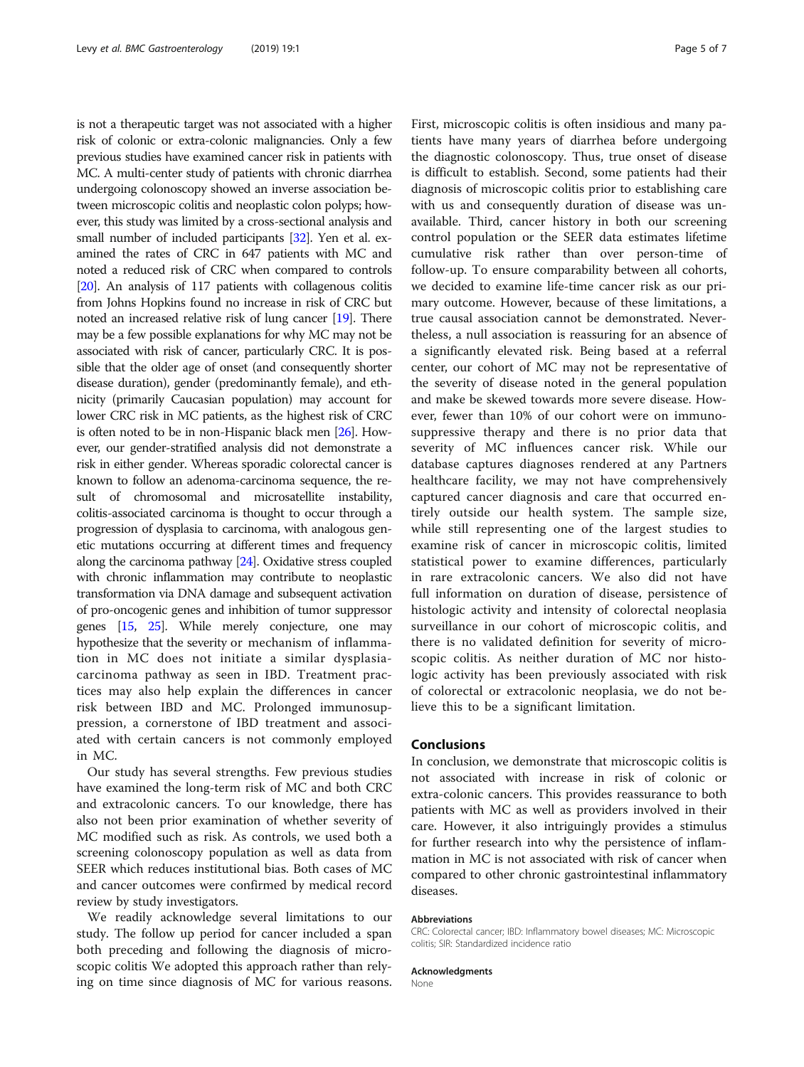is not a therapeutic target was not associated with a higher risk of colonic or extra-colonic malignancies. Only a few previous studies have examined cancer risk in patients with MC. A multi-center study of patients with chronic diarrhea undergoing colonoscopy showed an inverse association between microscopic colitis and neoplastic colon polyps; however, this study was limited by a cross-sectional analysis and small number of included participants [32]. Yen et al. examined the rates of CRC in 647 patients with MC and noted a reduced risk of CRC when compared to controls [20]. An analysis of 117 patients with collagenous colitis from Johns Hopkins found no increase in risk of CRC but noted an increased relative risk of lung cancer [19]. There may be a few possible explanations for why MC may not be associated with risk of cancer, particularly CRC. It is possible that the older age of onset (and consequently shorter disease duration), gender (predominantly female), and ethnicity (primarily Caucasian population) may account for lower CRC risk in MC patients, as the highest risk of CRC is often noted to be in non-Hispanic black men [26]. However, our gender-stratified analysis did not demonstrate a risk in either gender. Whereas sporadic colorectal cancer is known to follow an adenoma-carcinoma sequence, the result of chromosomal and microsatellite instability, colitis-associated carcinoma is thought to occur through a progression of dysplasia to carcinoma, with analogous genetic mutations occurring at different times and frequency along the carcinoma pathway [24]. Oxidative stress coupled with chronic inflammation may contribute to neoplastic transformation via DNA damage and subsequent activation of pro-oncogenic genes and inhibition of tumor suppressor genes [15, 25]. While merely conjecture, one may hypothesize that the severity or mechanism of inflammation in MC does not initiate a similar dysplasia-carcinoma pathway as seen in IBD. Treatment practices may also help explain the differences in cancer risk between IBD and MC. Prolonged immunosuppression, a cornerstone of IBD treatment and associated with certain cancers is not commonly employed in MC.

Our study has several strengths. Few previous studies have examined the long-term risk of MC and both CRC and extracolonic cancers. To our knowledge, there has also not been prior examination of whether severity of MC modified such as risk. As controls, we used both a screening colonoscopy population as well as data from SEER which reduces institutional bias. Both cases of MC and cancer outcomes were confirmed by medical record review by study investigators.

We readily acknowledge several limitations to our study. The follow up period for cancer included a span both preceding and following the diagnosis of microscopic colitis We adopted this approach rather than relying on time since diagnosis of MC for various reasons. First, microscopic colitis is often insidious and many patients have many years of diarrhea before undergoing the diagnostic colonoscopy. Thus, true onset of disease is difficult to establish. Second, some patients had their diagnosis of microscopic colitis prior to establishing care with us and consequently duration of disease was unavailable. Third, cancer history in both our screening control population or the SEER data estimates lifetime cumulative risk rather than over person-time of follow-up. To ensure comparability between all cohorts, we decided to examine life-time cancer risk as our primary outcome. However, because of these limitations, a true causal association cannot be demonstrated. Nevertheless, a null association is reassuring for an absence of a significantly elevated risk. Being based at a referral center, our cohort of MC may not be representative of the severity of disease noted in the general population and make be skewed towards more severe disease. However, fewer than 10% of our cohort were on immunosuppressive therapy and there is no prior data that severity of MC influences cancer risk. While our database captures diagnoses rendered at any Partners healthcare facility, we may not have comprehensively captured cancer diagnosis and care that occurred entirely outside our health system. The sample size, while still representing one of the largest studies to examine risk of cancer in microscopic colitis, limited statistical power to examine differences, particularly in rare extracolonic cancers. We also did not have full information on duration of disease, persistence of histologic activity and intensity of colorectal neoplasia surveillance in our cohort of microscopic colitis, and there is no validated definition for severity of microscopic colitis. As neither duration of MC nor histologic activity has been previously associated with risk of colorectal or extracolonic neoplasia, we do not believe this to be a significant limitation.

## Conclusions

In conclusion, we demonstrate that microscopic colitis is not associated with increase in risk of colonic or extra-colonic cancers. This provides reassurance to both patients with MC as well as providers involved in their care. However, it also intriguingly provides a stimulus for further research into why the persistence of inflammation in MC is not associated with risk of cancer when compared to other chronic gastrointestinal inflammatory diseases.

#### Abbreviations

CRC: Colorectal cancer; IBD: Inflammatory bowel diseases; MC: Microscopic colitis; SIR: Standardized incidence ratio

#### Acknowledgments

None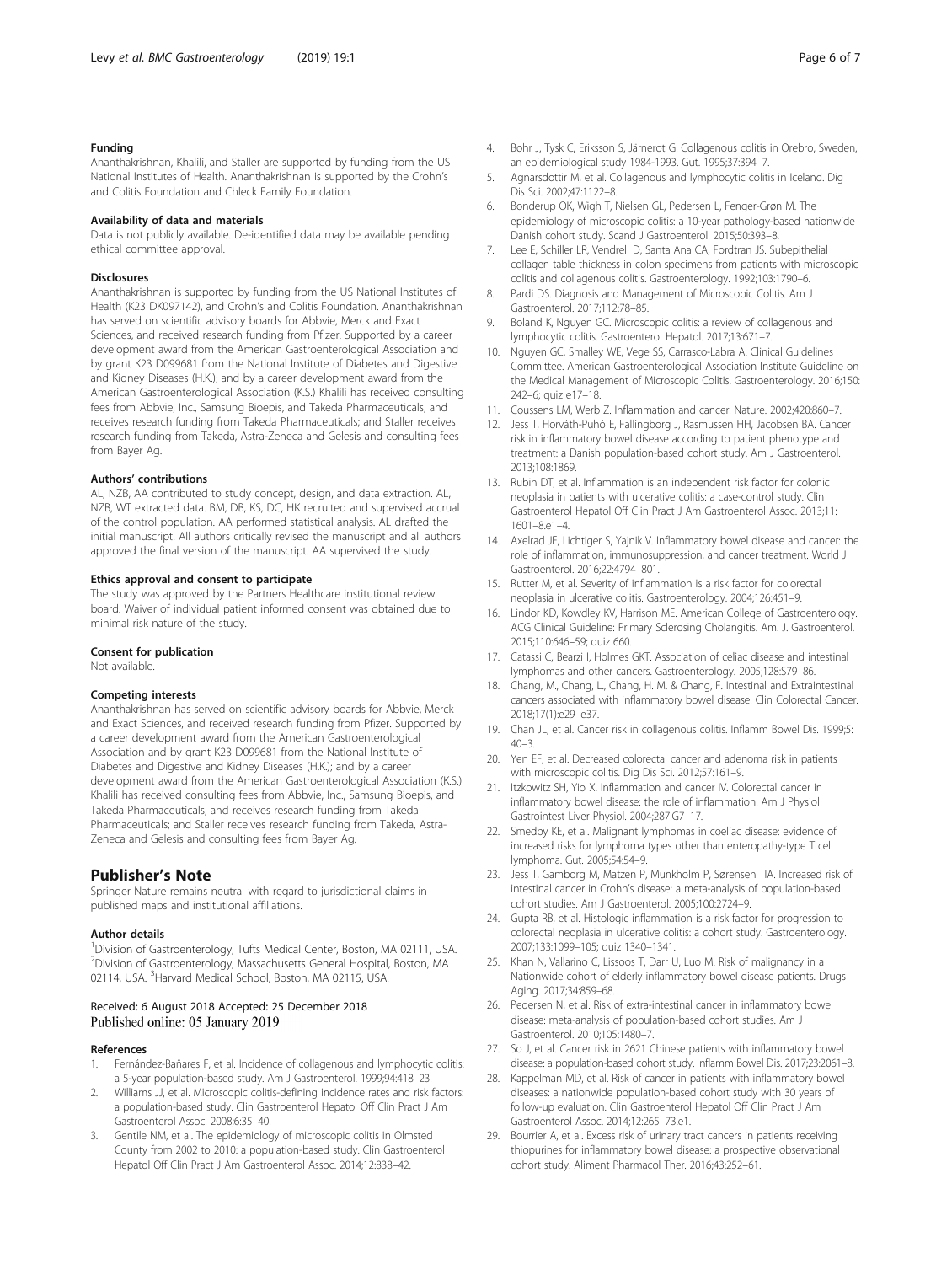#### Funding

Ananthakrishnan, Khalili, and Staller are supported by funding from the US National Institutes of Health. Ananthakrishnan is supported by the Crohn's and Colitis Foundation and Chleck Family Foundation.

#### Availability of data and materials

Data is not publicly available. De-identified data may be available pending ethical committee approval.

#### Disclosures

Ananthakrishnan is supported by funding from the US National Institutes of Health (K23 DK097142), and Crohn's and Colitis Foundation. Ananthakrishnan has served on scientific advisory boards for Abbvie, Merck and Exact Sciences, and received research funding from Pfizer. Supported by a career development award from the American Gastroenterological Association and by grant K23 D099681 from the National Institute of Diabetes and Digestive and Kidney Diseases (H.K.); and by a career development award from the American Gastroenterological Association (K.S.) Khalili has received consulting fees from Abbvie, Inc., Samsung Bioepis, and Takeda Pharmaceuticals, and receives research funding from Takeda Pharmaceuticals; and Staller receives research funding from Takeda, Astra-Zeneca and Gelesis and consulting fees from Bayer Ag.

#### Authors' contributions

AL, NZB, AA contributed to study concept, design, and data extraction. AL, NZB, WT extracted data. BM, DB, KS, DC, HK recruited and supervised accrual of the control population. AA performed statistical analysis. AL drafted the initial manuscript. All authors critically revised the manuscript and all authors approved the final version of the manuscript. AA supervised the study.

#### Ethics approval and consent to participate

The study was approved by the Partners Healthcare institutional review board. Waiver of individual patient informed consent was obtained due to minimal risk nature of the study.

#### Consent for publication

Not available.

#### Competing interests

Ananthakrishnan has served on scientific advisory boards for Abbvie, Merck and Exact Sciences, and received research funding from Pfizer. Supported by a career development award from the American Gastroenterological Association and by grant K23 D099681 from the National Institute of Diabetes and Digestive and Kidney Diseases (H.K.); and by a career development award from the American Gastroenterological Association (K.S.) Khalili has received consulting fees from Abbvie, Inc., Samsung Bioepis, and Takeda Pharmaceuticals, and receives research funding from Takeda Pharmaceuticals; and Staller receives research funding from Takeda, Astra-Zeneca and Gelesis and consulting fees from Bayer Ag.

## Publisher's Note

Springer Nature remains neutral with regard to jurisdictional claims in published maps and institutional affiliations.

#### Author details

[1]Division of Gastroenterology, Tufts Medical Center, Boston, MA 02111, USA. [2]Division of Gastroenterology, Massachusetts General Hospital, Boston, MA 02114, USA. [3]Harvard Medical School, Boston, MA 02115, USA.

Received: 6 August 2018 Accepted: 25 December 2018
Published online: 05 January 2019

#### References

1. Fernández-Bañares F, et al. Incidence of collagenous and lymphocytic colitis: a 5-year population-based study. Am J Gastroenterol. 1999;94:418–23.
2. Williams JJ, et al. Microscopic colitis-defining incidence rates and risk factors: a population-based study. Clin Gastroenterol Hepatol Off Clin Pract J Am Gastroenterol Assoc. 2008;6:35–40.
3. Gentile NM, et al. The epidemiology of microscopic colitis in Olmsted County from 2002 to 2010: a population-based study. Clin Gastroenterol Hepatol Off Clin Pract J Am Gastroenterol Assoc. 2014;12:838–42.
4. Bohr J, Tysk C, Eriksson S, Järnerot G. Collagenous colitis in Orebro, Sweden, an epidemiological study 1984-1993. Gut. 1995;37:394–7.
5. Agnarsdottir M, et al. Collagenous and lymphocytic colitis in Iceland. Dig Dis Sci. 2002;47:1122–8.
6. Bonderup OK, Wigh T, Nielsen GL, Pedersen L, Fenger-Grøn M. The epidemiology of microscopic colitis: a 10-year pathology-based nationwide Danish cohort study. Scand J Gastroenterol. 2015;50:393–8.
7. Lee E, Schiller LR, Vendrell D, Santa Ana CA, Fordtran JS. Subepithelial collagen table thickness in colon specimens from patients with microscopic colitis and collagenous colitis. Gastroenterology. 1992;103:1790–6.
8. Pardi DS. Diagnosis and Management of Microscopic Colitis. Am J Gastroenterol. 2017;112:78–85.
9. Boland K, Nguyen GC. Microscopic colitis: a review of collagenous and lymphocytic colitis. Gastroenterol Hepatol. 2017;13:671–7.
10. Nguyen GC, Smalley WE, Vege SS, Carrasco-Labra A. Clinical Guidelines Committee. American Gastroenterological Association Institute Guideline on the Medical Management of Microscopic Colitis. Gastroenterology. 2016;150: 242–6; quiz e17–18.
11. Coussens LM, Werb Z. Inflammation and cancer. Nature. 2002;420:860–7.
12. Jess T, Horváth-Puhó E, Fallingborg J, Rasmussen HH, Jacobsen BA. Cancer risk in inflammatory bowel disease according to patient phenotype and treatment: a Danish population-based cohort study. Am J Gastroenterol. 2013;108:1869.
13. Rubin DT, et al. Inflammation is an independent risk factor for colonic neoplasia in patients with ulcerative colitis: a case-control study. Clin Gastroenterol Hepatol Off Clin Pract J Am Gastroenterol Assoc. 2013;11: 1601–8.e1–4.
14. Axelrad JE, Lichtiger S, Yajnik V. Inflammatory bowel disease and cancer: the role of inflammation, immunosuppression, and cancer treatment. World J Gastroenterol. 2016;22:4794–801.
15. Rutter M, et al. Severity of inflammation is a risk factor for colorectal neoplasia in ulcerative colitis. Gastroenterology. 2004;126:451–9.
16. Lindor KD, Kowdley KV, Harrison ME. American College of Gastroenterology. ACG Clinical Guideline: Primary Sclerosing Cholangitis. Am. J. Gastroenterol. 2015;110:646–59; quiz 660.
17. Catassi C, Bearzi I, Holmes GKT. Association of celiac disease and intestinal lymphomas and other cancers. Gastroenterology. 2005;128:S79–86.
18. Chang, M., Chang, L., Chang, H. M. & Chang, F. Intestinal and Extraintestinal cancers associated with inflammatory bowel disease. Clin Colorectal Cancer. 2018;17(1):e29–e37.
19. Chan JL, et al. Cancer risk in collagenous colitis. Inflamm Bowel Dis. 1999;5: 40–3.
20. Yen EF, et al. Decreased colorectal cancer and adenoma risk in patients with microscopic colitis. Dig Dis Sci. 2012;57:161–9.
21. Itzkowitz SH, Yio X. Inflammation and cancer IV. Colorectal cancer in inflammatory bowel disease: the role of inflammation. Am J Physiol Gastrointest Liver Physiol. 2004;287:G7–17.
22. Smedby KE, et al. Malignant lymphomas in coeliac disease: evidence of increased risks for lymphoma types other than enteropathy-type T cell lymphoma. Gut. 2005;54:54–9.
23. Jess T, Gamborg M, Matzen P, Munkholm P, Sørensen TIA. Increased risk of intestinal cancer in Crohn's disease: a meta-analysis of population-based cohort studies. Am J Gastroenterol. 2005;100:2724–9.
24. Gupta RB, et al. Histologic inflammation is a risk factor for progression to colorectal neoplasia in ulcerative colitis: a cohort study. Gastroenterology. 2007;133:1099–105; quiz 1340–1341.
25. Khan N, Vallarino C, Lissoos T, Darr U, Luo M. Risk of malignancy in a Nationwide cohort of elderly inflammatory bowel disease patients. Drugs Aging. 2017;34:859–68.
26. Pedersen N, et al. Risk of extra-intestinal cancer in inflammatory bowel disease: meta-analysis of population-based cohort studies. Am J Gastroenterol. 2010;105:1480–7.
27. So J, et al. Cancer risk in 2621 Chinese patients with inflammatory bowel disease: a population-based cohort study. Inflamm Bowel Dis. 2017;23:2061–8.
28. Kappelman MD, et al. Risk of cancer in patients with inflammatory bowel diseases: a nationwide population-based cohort study with 30 years of follow-up evaluation. Clin Gastroenterol Hepatol Off Clin Pract J Am Gastroenterol Assoc. 2014;12:265–73.e1.
29. Bourrier A, et al. Excess risk of urinary tract cancers in patients receiving thiopurines for inflammatory bowel disease: a prospective observational cohort study. Aliment Pharmacol Ther. 2016;43:252–61.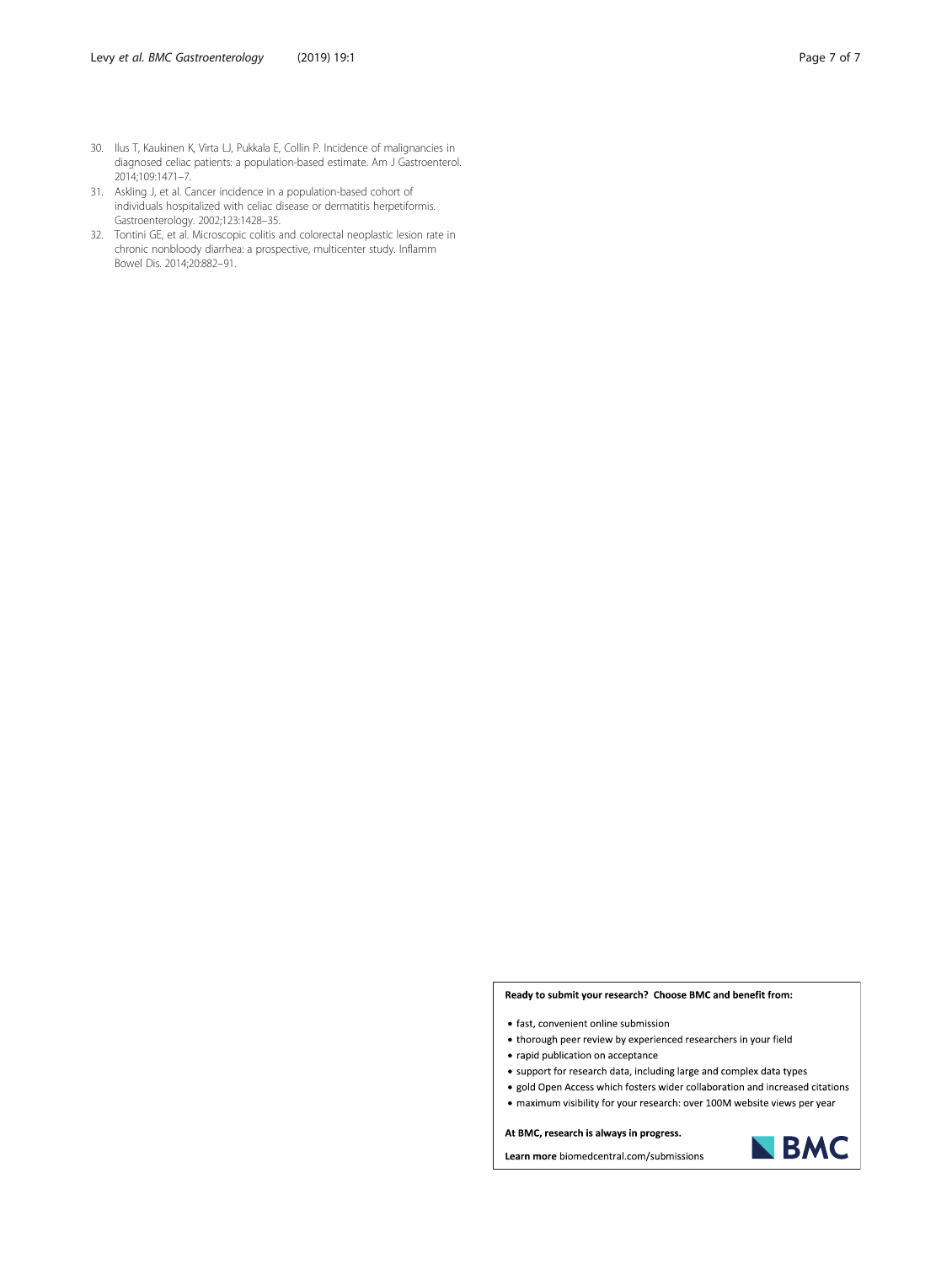30. Ilus T, Kaukinen K, Virta LJ, Pukkala E, Collin P. Incidence of malignancies in diagnosed celiac patients: a population-based estimate. Am J Gastroenterol. 2014;109:1471–7.
31. Askling J, et al. Cancer incidence in a population-based cohort of individuals hospitalized with celiac disease or dermatitis herpetiformis. Gastroenterology. 2002;123:1428–35.
32. Tontini GE, et al. Microscopic colitis and colorectal neoplastic lesion rate in chronic nonbloody diarrhea: a prospective, multicenter study. Inflamm Bowel Dis. 2014;20:882–91.

**Ready to submit your research? Choose BMC and benefit from:**

- fast, convenient online submission
- thorough peer review by experienced researchers in your field
- rapid publication on acceptance
- support for research data, including large and complex data types
- gold Open Access which fosters wider collaboration and increased citations
- maximum visibility for your research: over 100M website views per year

**At BMC, research is always in progress.**

**Learn more** biomedcentral.com/submissions

BMC